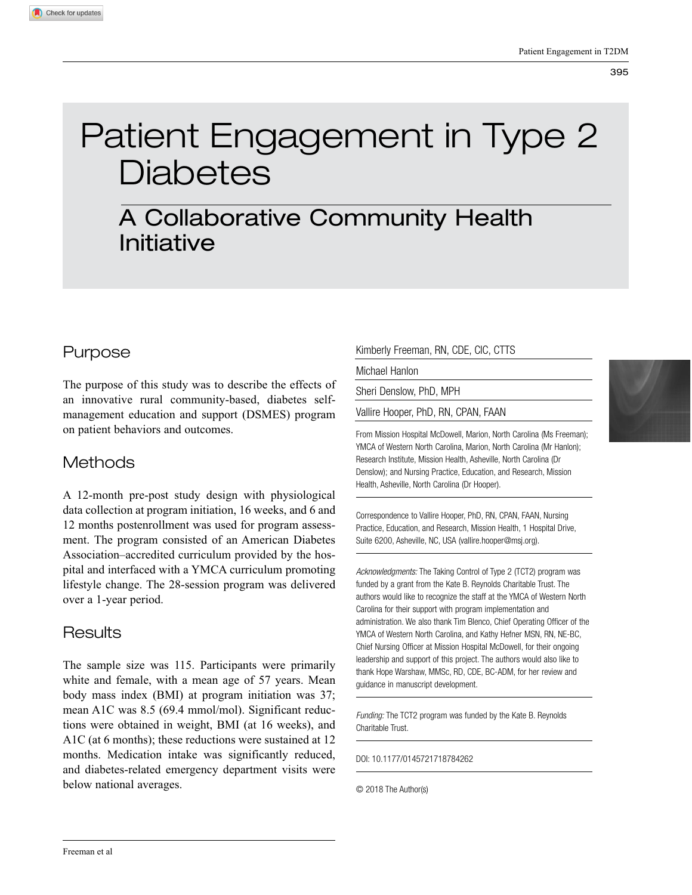# Patient Engagement in Type 2 Diabetes

## A Collaborative Community Health Initiative

Kimberly Freeman, RN, CDE, CIC, CTTS

Michael Hanlon

Sheri Denslow, PhD, MPH

Vallire Hooper, PhD, RN, CPAN, FAAN

From Mission Hospital McDowell, Marion, North Carolina (Ms Freeman); YMCA of Western North Carolina, Marion, North Carolina (Mr Hanlon); Research Institute, Mission Health, Asheville, North Carolina (Dr Denslow); and Nursing Practice, Education, and Research, Mission Health, Asheville, North Carolina (Dr Hooper).

Correspondence to Vallire Hooper, PhD, RN, CPAN, FAAN, Nursing Practice, Education, and Research, Mission Health, 1 Hospital Drive, Suite 6200, Asheville, NC, USA (vallire.hooper@msj.org).

*Acknowledgments:* The Taking Control of Type 2 (TCT2) program was funded by a grant from the Kate B. Reynolds Charitable Trust. The authors would like to recognize the staff at the YMCA of Western North Carolina for their support with program implementation and administration. We also thank Tim Blenco, Chief Operating Officer of the YMCA of Western North Carolina, and Kathy Hefner MSN, RN, NE-BC, Chief Nursing Officer at Mission Hospital McDowell, for their ongoing leadership and support of this project. The authors would also like to thank Hope Warshaw, MMSc, RD, CDE, BC-ADM, for her review and guidance in manuscript development.

*Funding:* The TCT2 program was funded by the Kate B. Reynolds Charitable Trust.

DOI: 10.1177/0145721718784262

© 2018 The Author(s)

## Purpose

The purpose of this study was to describe the effects of an innovative rural community-based, diabetes self-management education and support (DSMES) program on patient behaviors and outcomes.

## Methods

A 12-month pre-post study design with physiological data collection at program initiation, 16 weeks, and 6 and 12 months postenrollment was used for program assessment. The program consisted of an American Diabetes Association–accredited curriculum provided by the hospital and interfaced with a YMCA curriculum promoting lifestyle change. The 28-session program was delivered over a 1-year period.

## Results

The sample size was 115. Participants were primarily white and female, with a mean age of 57 years. Mean body mass index (BMI) at program initiation was 37; mean A1C was 8.5 (69.4 mmol/mol). Significant reductions were obtained in weight, BMI (at 16 weeks), and A1C (at 6 months); these reductions were sustained at 12 months. Medication intake was significantly reduced, and diabetes-related emergency department visits were below national averages.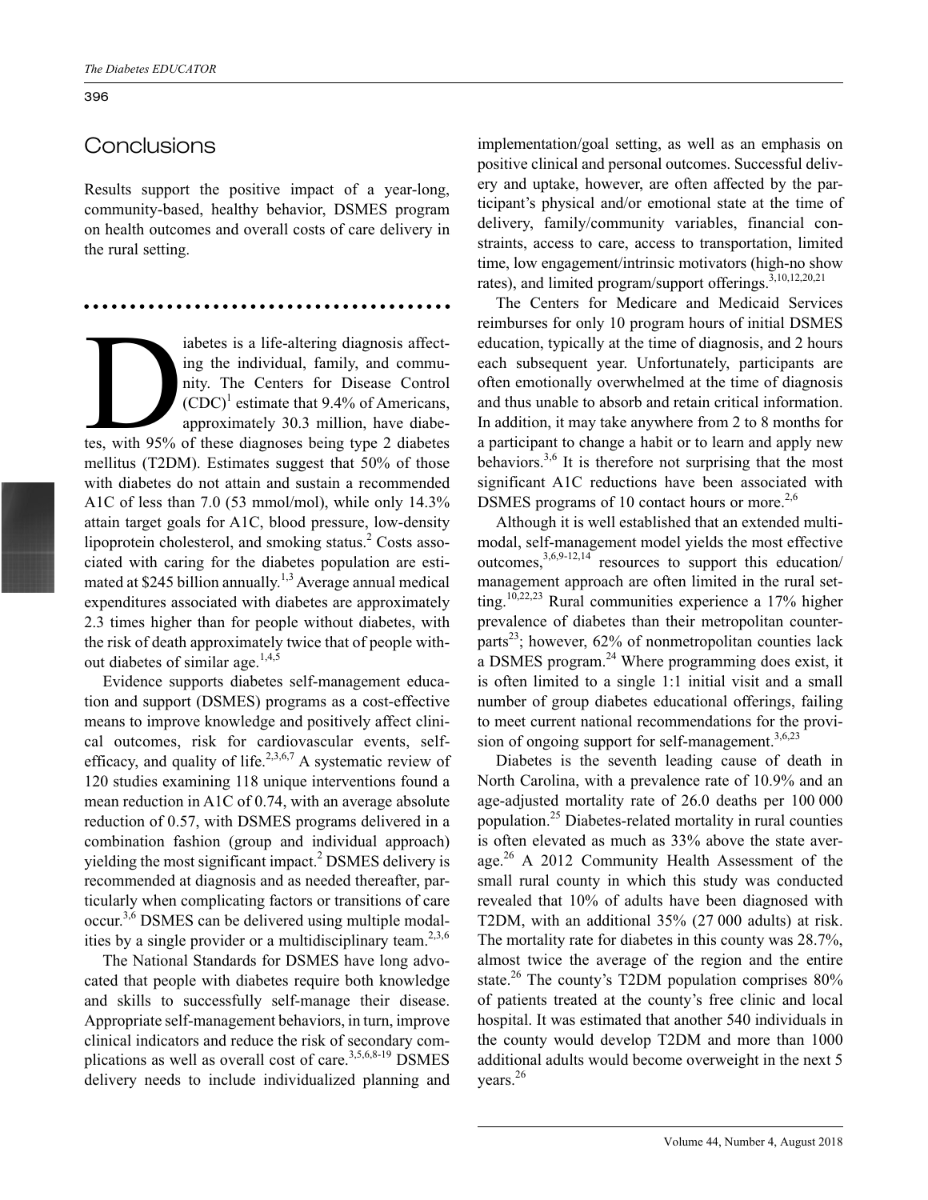## Conclusions

Results support the positive impact of a year-long, community-based, healthy behavior, DSMES program on health outcomes and overall costs of care delivery in the rural setting.

Diabetes is a life-altering diagnosis affecting the individual, family, and community. The Centers for Disease Control (CDC)[1] estimate that 9.4% of Americans, approximately 30.3 million, have diabetes, with 95% of these diagnoses being type 2 diabetes mellitus (T2DM). Estimates suggest that 50% of those with diabetes do not attain and sustain a recommended A1C of less than 7.0 (53 mmol/mol), while only 14.3% attain target goals for A1C, blood pressure, low-density lipoprotein cholesterol, and smoking status.[2] Costs associated with caring for the diabetes population are estimated at $245 billion annually.[1,3] Average annual medical expenditures associated with diabetes are approximately 2.3 times higher than for people without diabetes, with the risk of death approximately twice that of people without diabetes of similar age.[1,4,5]

Evidence supports diabetes self-management education and support (DSMES) programs as a cost-effective means to improve knowledge and positively affect clinical outcomes, risk for cardiovascular events, self-efficacy, and quality of life.[2,3,6,7] A systematic review of 120 studies examining 118 unique interventions found a mean reduction in A1C of 0.74, with an average absolute reduction of 0.57, with DSMES programs delivered in a combination fashion (group and individual approach) yielding the most significant impact.[2] DSMES delivery is recommended at diagnosis and as needed thereafter, particularly when complicating factors or transitions of care occur.[3,6] DSMES can be delivered using multiple modalities by a single provider or a multidisciplinary team.[2,3,6]

The National Standards for DSMES have long advocated that people with diabetes require both knowledge and skills to successfully self-manage their disease. Appropriate self-management behaviors, in turn, improve clinical indicators and reduce the risk of secondary complications as well as overall cost of care.[3,5,6,8-19] DSMES delivery needs to include individualized planning and implementation/goal setting, as well as an emphasis on positive clinical and personal outcomes. Successful delivery and uptake, however, are often affected by the participant's physical and/or emotional state at the time of delivery, family/community variables, financial constraints, access to care, access to transportation, limited time, low engagement/intrinsic motivators (high-no show rates), and limited program/support offerings.[3,10,12,20,21]

The Centers for Medicare and Medicaid Services reimburses for only 10 program hours of initial DSMES education, typically at the time of diagnosis, and 2 hours each subsequent year. Unfortunately, participants are often emotionally overwhelmed at the time of diagnosis and thus unable to absorb and retain critical information. In addition, it may take anywhere from 2 to 8 months for a participant to change a habit or to learn and apply new behaviors.[3,6] It is therefore not surprising that the most significant A1C reductions have been associated with DSMES programs of 10 contact hours or more.[2,6]

Although it is well established that an extended multimodal, self-management model yields the most effective outcomes,[3,6,9-12,14] resources to support this education/management approach are often limited in the rural setting.[10,22,23] Rural communities experience a 17% higher prevalence of diabetes than their metropolitan counterparts[23]; however, 62% of nonmetropolitan counties lack a DSMES program.[24] Where programming does exist, it is often limited to a single 1:1 initial visit and a small number of group diabetes educational offerings, failing to meet current national recommendations for the provision of ongoing support for self-management.[3,6,23]

Diabetes is the seventh leading cause of death in North Carolina, with a prevalence rate of 10.9% and an age-adjusted mortality rate of 26.0 deaths per 100 000 population.[25] Diabetes-related mortality in rural counties is often elevated as much as 33% above the state average.[26] A 2012 Community Health Assessment of the small rural county in which this study was conducted revealed that 10% of adults have been diagnosed with T2DM, with an additional 35% (27 000 adults) at risk. The mortality rate for diabetes in this county was 28.7%, almost twice the average of the region and the entire state.[26] The county's T2DM population comprises 80% of patients treated at the county's free clinic and local hospital. It was estimated that another 540 individuals in the county would develop T2DM and more than 1000 additional adults would become overweight in the next 5 years.[26]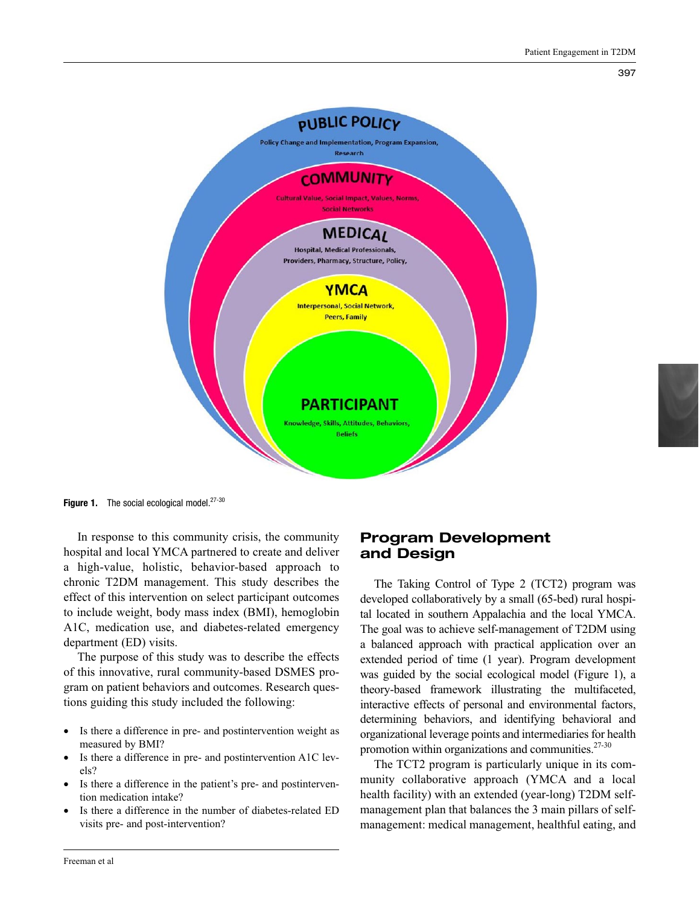Figure 1. The social ecological model.[27-30]

In response to this community crisis, the community hospital and local YMCA partnered to create and deliver a high-value, holistic, behavior-based approach to chronic T2DM management. This study describes the effect of this intervention on select participant outcomes to include weight, body mass index (BMI), hemoglobin A1C, medication use, and diabetes-related emergency department (ED) visits.

The purpose of this study was to describe the effects of this innovative, rural community-based DSMES program on patient behaviors and outcomes. Research questions guiding this study included the following:

- Is there a difference in pre- and postintervention weight as measured by BMI?
- Is there a difference in pre- and postintervention A1C levels?
- Is there a difference in the patient's pre- and postintervention medication intake?
- Is there a difference in the number of diabetes-related ED visits pre- and post-intervention?

## Program Development and Design

The Taking Control of Type 2 (TCT2) program was developed collaboratively by a small (65-bed) rural hospital located in southern Appalachia and the local YMCA. The goal was to achieve self-management of T2DM using a balanced approach with practical application over an extended period of time (1 year). Program development was guided by the social ecological model (Figure 1), a theory-based framework illustrating the multifaceted, interactive effects of personal and environmental factors, determining behaviors, and identifying behavioral and organizational leverage points and intermediaries for health promotion within organizations and communities.[27-30]

The TCT2 program is particularly unique in its community collaborative approach (YMCA and a local health facility) with an extended (year-long) T2DM self-management plan that balances the 3 main pillars of self-management: medical management, healthful eating, and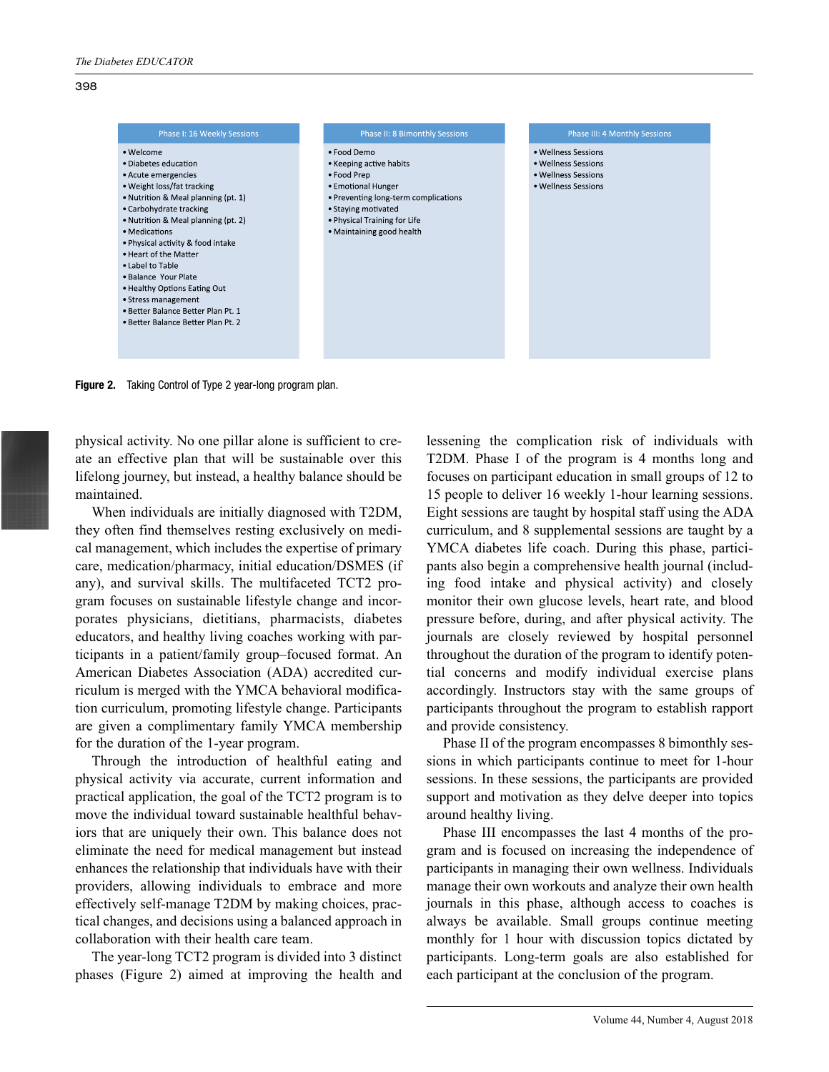| Phase I: 16 Weekly Sessions | Phase II: 8 Bimonthly Sessions | Phase III: 4 Monthly Sessions |
|---|---|---|
| • Welcome<br>• Diabetes education<br>• Acute emergencies<br>• Weight loss/fat tracking<br>• Nutrition & Meal planning (pt. 1)<br>• Carbohydrate tracking<br>• Nutrition & Meal planning (pt. 2)<br>• Medications<br>• Physical activity & food intake<br>• Heart of the Matter<br>• Label to Table<br>• Balance Your Plate<br>• Healthy Options Eating Out<br>• Stress management<br>• Better Balance Better Plan Pt. 1<br>• Better Balance Better Plan Pt. 2 | • Food Demo<br>• Keeping active habits<br>• Food Prep<br>• Emotional Hunger<br>• Preventing long-term complications<br>• Staying motivated<br>• Physical Training for Life<br>• Maintaining good health | • Wellness Sessions<br>• Wellness Sessions<br>• Wellness Sessions<br>• Wellness Sessions |

**Figure 2.** Taking Control of Type 2 year-long program plan.

physical activity. No one pillar alone is sufficient to create an effective plan that will be sustainable over this lifelong journey, but instead, a healthy balance should be maintained.

When individuals are initially diagnosed with T2DM, they often find themselves resting exclusively on medical management, which includes the expertise of primary care, medication/pharmacy, initial education/DSMES (if any), and survival skills. The multifaceted TCT2 program focuses on sustainable lifestyle change and incorporates physicians, dietitians, pharmacists, diabetes educators, and healthy living coaches working with participants in a patient/family group–focused format. An American Diabetes Association (ADA) accredited curriculum is merged with the YMCA behavioral modification curriculum, promoting lifestyle change. Participants are given a complimentary family YMCA membership for the duration of the 1-year program.

Through the introduction of healthful eating and physical activity via accurate, current information and practical application, the goal of the TCT2 program is to move the individual toward sustainable healthful behaviors that are uniquely their own. This balance does not eliminate the need for medical management but instead enhances the relationship that individuals have with their providers, allowing individuals to embrace and more effectively self-manage T2DM by making choices, practical changes, and decisions using a balanced approach in collaboration with their health care team.

The year-long TCT2 program is divided into 3 distinct phases (Figure 2) aimed at improving the health and lessening the complication risk of individuals with T2DM. Phase I of the program is 4 months long and focuses on participant education in small groups of 12 to 15 people to deliver 16 weekly 1-hour learning sessions. Eight sessions are taught by hospital staff using the ADA curriculum, and 8 supplemental sessions are taught by a YMCA diabetes life coach. During this phase, participants also begin a comprehensive health journal (including food intake and physical activity) and closely monitor their own glucose levels, heart rate, and blood pressure before, during, and after physical activity. The journals are closely reviewed by hospital personnel throughout the duration of the program to identify potential concerns and modify individual exercise plans accordingly. Instructors stay with the same groups of participants throughout the program to establish rapport and provide consistency.

Phase II of the program encompasses 8 bimonthly sessions in which participants continue to meet for 1-hour sessions. In these sessions, the participants are provided support and motivation as they delve deeper into topics around healthy living.

Phase III encompasses the last 4 months of the program and is focused on increasing the independence of participants in managing their own wellness. Individuals manage their own workouts and analyze their own health journals in this phase, although access to coaches is always be available. Small groups continue meeting monthly for 1 hour with discussion topics dictated by participants. Long-term goals are also established for each participant at the conclusion of the program.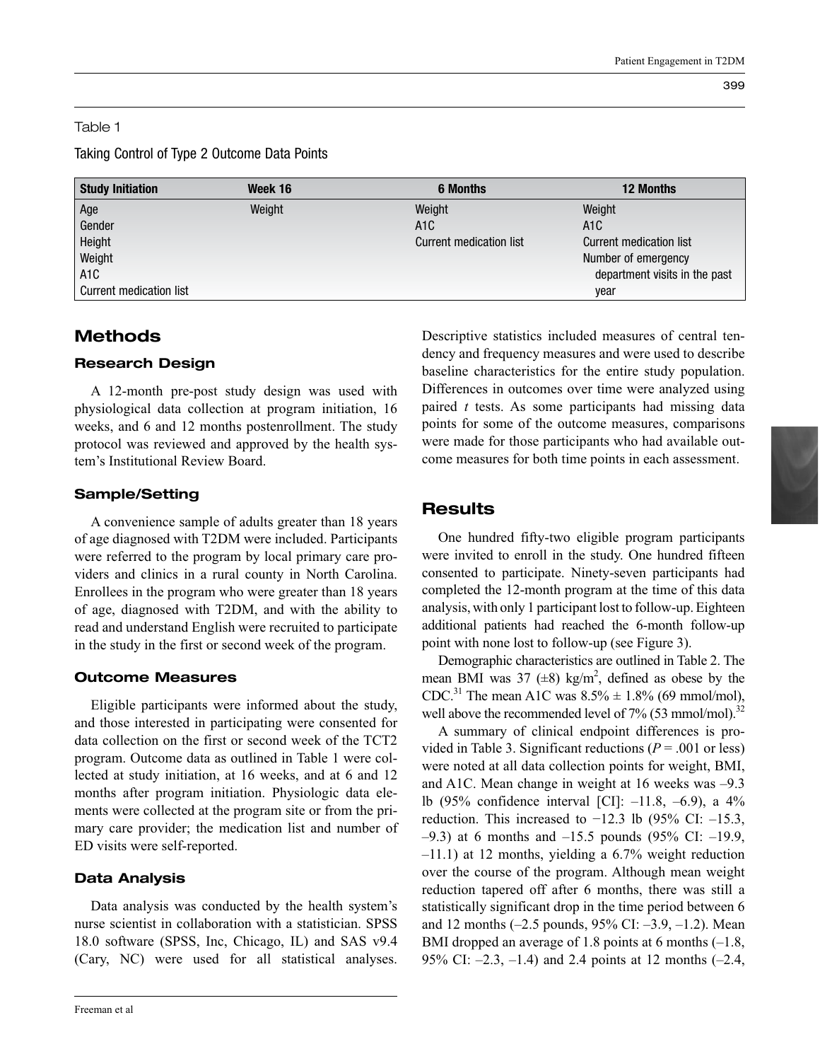Table 1

Taking Control of Type 2 Outcome Data Points

| Study Initiation | Week 16 | 6 Months | 12 Months |
|---|---|---|---|
| Age | Weight | Weight | Weight |
| Gender | | A1C | A1C |
| Height | | Current medication list | Current medication list |
| Weight | | | Number of emergency department visits in the past year |
| A1C | | | |
| Current medication list | | | |

## Methods

### Research Design

A 12-month pre-post study design was used with physiological data collection at program initiation, 16 weeks, and 6 and 12 months postenrollment. The study protocol was reviewed and approved by the health system's Institutional Review Board.

### Sample/Setting

A convenience sample of adults greater than 18 years of age diagnosed with T2DM were included. Participants were referred to the program by local primary care providers and clinics in a rural county in North Carolina. Enrollees in the program who were greater than 18 years of age, diagnosed with T2DM, and with the ability to read and understand English were recruited to participate in the study in the first or second week of the program.

### Outcome Measures

Eligible participants were informed about the study, and those interested in participating were consented for data collection on the first or second week of the TCT2 program. Outcome data as outlined in Table 1 were collected at study initiation, at 16 weeks, and at 6 and 12 months after program initiation. Physiologic data elements were collected at the program site or from the primary care provider; the medication list and number of ED visits were self-reported.

### Data Analysis

Data analysis was conducted by the health system's nurse scientist in collaboration with a statistician. SPSS 18.0 software (SPSS, Inc, Chicago, IL) and SAS v9.4 (Cary, NC) were used for all statistical analyses. Descriptive statistics included measures of central tendency and frequency measures and were used to describe baseline characteristics for the entire study population. Differences in outcomes over time were analyzed using paired *t* tests. As some participants had missing data points for some of the outcome measures, comparisons were made for those participants who had available outcome measures for both time points in each assessment.

## Results

One hundred fifty-two eligible program participants were invited to enroll in the study. One hundred fifteen consented to participate. Ninety-seven participants had completed the 12-month program at the time of this data analysis, with only 1 participant lost to follow-up. Eighteen additional patients had reached the 6-month follow-up point with none lost to follow-up (see Figure 3).

Demographic characteristics are outlined in Table 2. The mean BMI was 37 (±8) kg/m$^2$, defined as obese by the CDC.[31] The mean A1C was 8.5% ± 1.8% (69 mmol/mol), well above the recommended level of 7% (53 mmol/mol).[32]

A summary of clinical endpoint differences is provided in Table 3. Significant reductions ($P = .001$ or less) were noted at all data collection points for weight, BMI, and A1C. Mean change in weight at 16 weeks was –9.3 lb (95% confidence interval [CI]: –11.8, –6.9), a 4% reduction. This increased to −12.3 lb (95% CI: –15.3, –9.3) at 6 months and –15.5 pounds (95% CI: –19.9, –11.1) at 12 months, yielding a 6.7% weight reduction over the course of the program. Although mean weight reduction tapered off after 6 months, there was still a statistically significant drop in the time period between 6 and 12 months (–2.5 pounds, 95% CI: –3.9, –1.2). Mean BMI dropped an average of 1.8 points at 6 months (–1.8, 95% CI: –2.3, –1.4) and 2.4 points at 12 months (–2.4,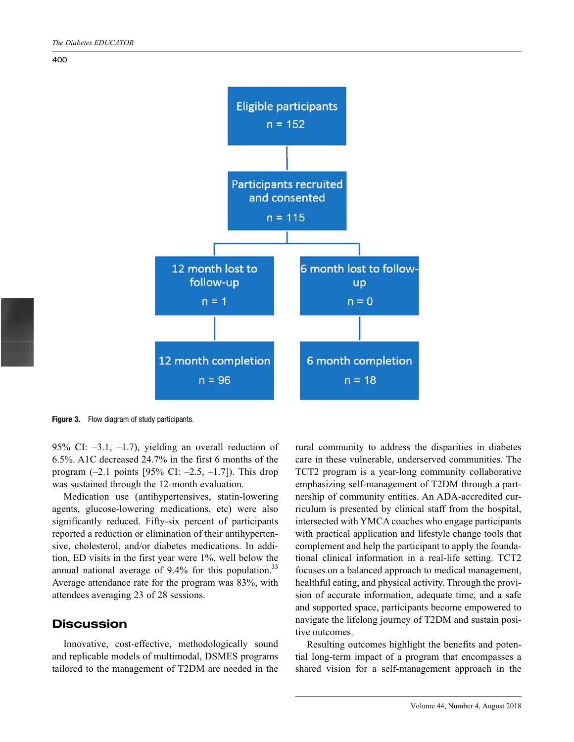Eligible participants
n = 152

Participants recruited and consented
n = 115

12 month lost to follow-up
n = 1

6 month lost to follow-up
n = 0

12 month completion
n = 96

6 month completion
n = 18

**Figure 3.** Flow diagram of study participants.

95% CI: –3.1, –1.7), yielding an overall reduction of 6.5%. A1C decreased 24.7% in the first 6 months of the program (–2.1 points [95% CI: –2.5, –1.7]). This drop was sustained through the 12-month evaluation.

Medication use (antihypertensives, statin-lowering agents, glucose-lowering medications, etc) were also significantly reduced. Fifty-six percent of participants reported a reduction or elimination of their antihypertensive, cholesterol, and/or diabetes medications. In addition, ED visits in the first year were 1%, well below the annual national average of 9.4% for this population.[33] Average attendance rate for the program was 83%, with attendees averaging 23 of 28 sessions.

## Discussion

Innovative, cost-effective, methodologically sound and replicable models of multimodal, DSMES programs tailored to the management of T2DM are needed in the rural community to address the disparities in diabetes care in these vulnerable, underserved communities. The TCT2 program is a year-long community collaborative emphasizing self-management of T2DM through a partnership of community entities. An ADA-accredited curriculum is presented by clinical staff from the hospital, intersected with YMCA coaches who engage participants with practical application and lifestyle change tools that complement and help the participant to apply the foundational clinical information in a real-life setting. TCT2 focuses on a balanced approach to medical management, healthful eating, and physical activity. Through the provision of accurate information, adequate time, and a safe and supported space, participants become empowered to navigate the lifelong journey of T2DM and sustain positive outcomes.

Resulting outcomes highlight the benefits and potential long-term impact of a program that encompasses a shared vision for a self-management approach in the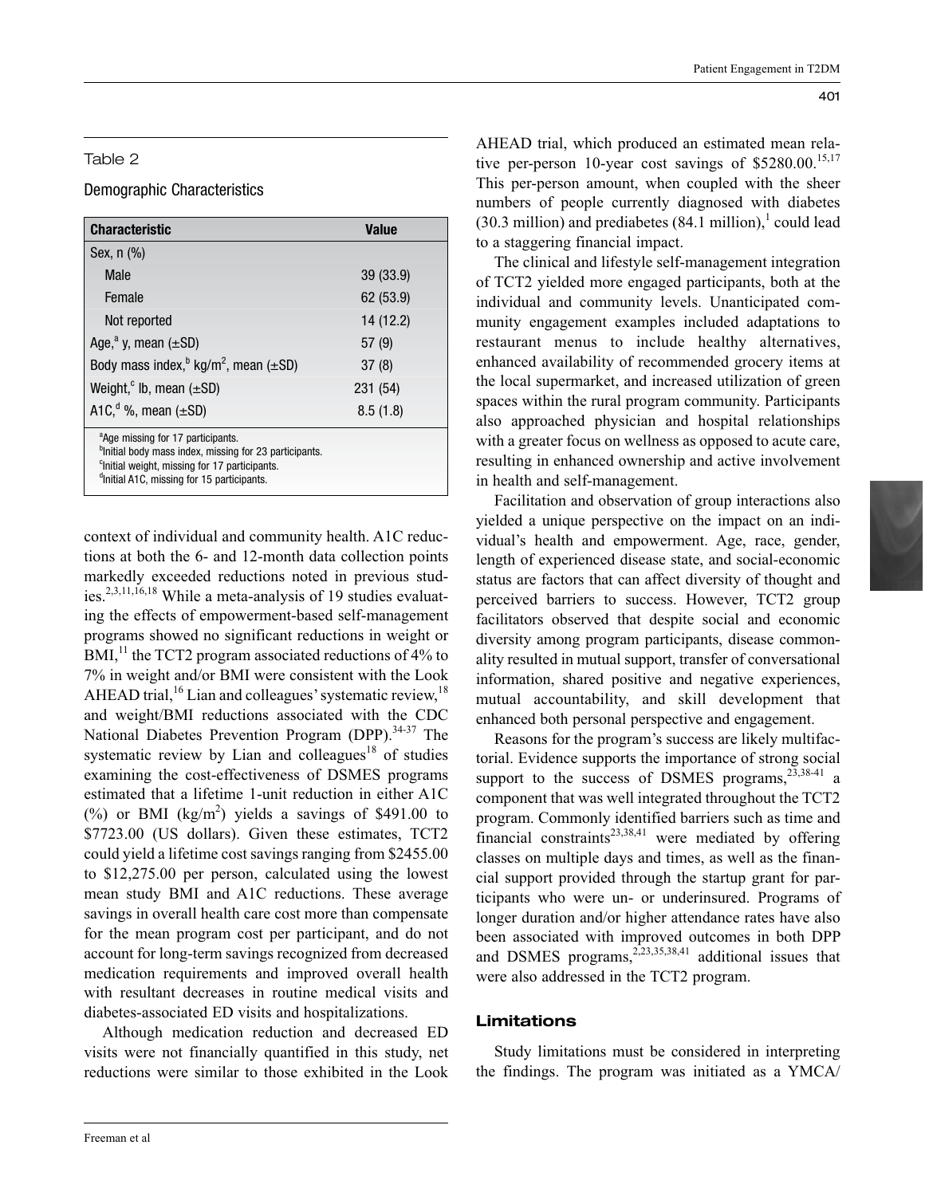Table 2

Demographic Characteristics

| Characteristic | Value |
|---|---|
| Sex, n (%) | |
| Male | 39 (33.9) |
| Female | 62 (53.9) |
| Not reported | 14 (12.2) |
| Age,[a] y, mean (±SD) | 57 (9) |
| Body mass index,[b] kg/m$^2$, mean (±SD) | 37 (8) |
| Weight,[c] lb, mean (±SD) | 231 (54) |
| A1C,[d] %, mean (±SD) | 8.5 (1.8) |

[a]Age missing for 17 participants.
[b]Initial body mass index, missing for 23 participants.
[c]Initial weight, missing for 17 participants.
[d]Initial A1C, missing for 15 participants.

context of individual and community health. A1C reductions at both the 6- and 12-month data collection points markedly exceeded reductions noted in previous studies.[2,3,11,16,18] While a meta-analysis of 19 studies evaluating the effects of empowerment-based self-management programs showed no significant reductions in weight or BMI,[11] the TCT2 program associated reductions of 4% to 7% in weight and/or BMI were consistent with the Look AHEAD trial,[16] Lian and colleagues' systematic review,[18] and weight/BMI reductions associated with the CDC National Diabetes Prevention Program (DPP).[34-37] The systematic review by Lian and colleagues[18] of studies examining the cost-effectiveness of DSMES programs estimated that a lifetime 1-unit reduction in either A1C (%) or BMI (kg/m$^2$) yields a savings of $491.00 to $7723.00 (US dollars). Given these estimates, TCT2 could yield a lifetime cost savings ranging from $2455.00 to $12,275.00 per person, calculated using the lowest mean study BMI and A1C reductions. These average savings in overall health care cost more than compensate for the mean program cost per participant, and do not account for long-term savings recognized from decreased medication requirements and improved overall health with resultant decreases in routine medical visits and diabetes-associated ED visits and hospitalizations.

Although medication reduction and decreased ED visits were not financially quantified in this study, net reductions were similar to those exhibited in the Look AHEAD trial, which produced an estimated mean relative per-person 10-year cost savings of $5280.00.[15,17] This per-person amount, when coupled with the sheer numbers of people currently diagnosed with diabetes (30.3 million) and prediabetes (84.1 million),[1] could lead to a staggering financial impact.

The clinical and lifestyle self-management integration of TCT2 yielded more engaged participants, both at the individual and community levels. Unanticipated community engagement examples included adaptations to restaurant menus to include healthy alternatives, enhanced availability of recommended grocery items at the local supermarket, and increased utilization of green spaces within the rural program community. Participants also approached physician and hospital relationships with a greater focus on wellness as opposed to acute care, resulting in enhanced ownership and active involvement in health and self-management.

Facilitation and observation of group interactions also yielded a unique perspective on the impact on an individual's health and empowerment. Age, race, gender, length of experienced disease state, and social-economic status are factors that can affect diversity of thought and perceived barriers to success. However, TCT2 group facilitators observed that despite social and economic diversity among program participants, disease commonality resulted in mutual support, transfer of conversational information, shared positive and negative experiences, mutual accountability, and skill development that enhanced both personal perspective and engagement.

Reasons for the program's success are likely multifactorial. Evidence supports the importance of strong social support to the success of DSMES programs,[23,38-41] a component that was well integrated throughout the TCT2 program. Commonly identified barriers such as time and financial constraints[23,38,41] were mediated by offering classes on multiple days and times, as well as the financial support provided through the startup grant for participants who were un- or underinsured. Programs of longer duration and/or higher attendance rates have also been associated with improved outcomes in both DPP and DSMES programs,[2,23,35,38,41] additional issues that were also addressed in the TCT2 program.

## Limitations

Study limitations must be considered in interpreting the findings. The program was initiated as a YMCA/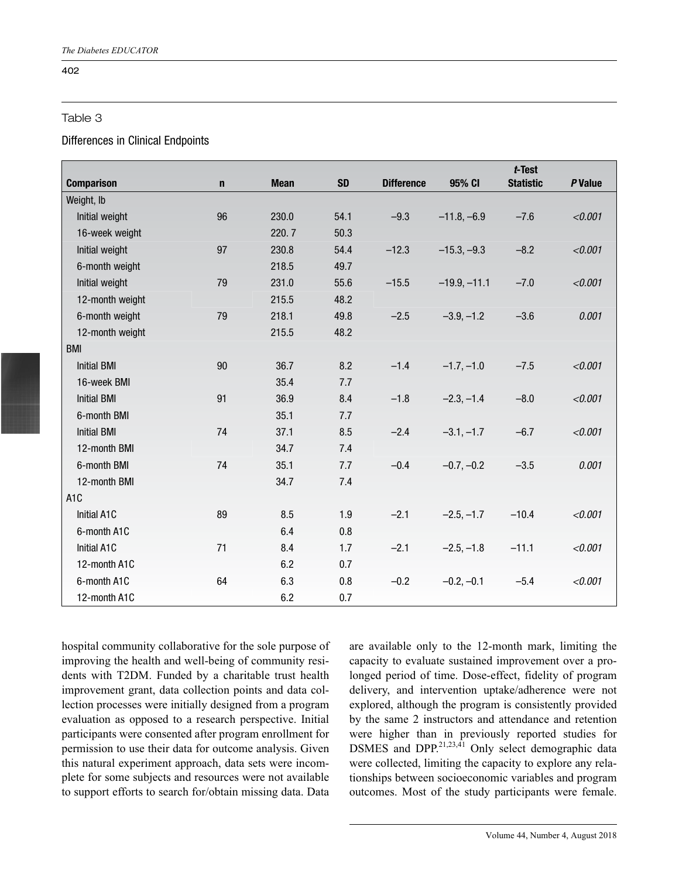Table 3

Differences in Clinical Endpoints

| Comparison | n | Mean | SD | Difference | 95% CI | *t*-Test Statistic | *P* Value |
|---|---|---|---|---|---|---|---|
| Weight, lb | | | | | | | |
| Initial weight | 96 | 230.0 | 54.1 | −9.3 | −11.8, −6.9 | −7.6 | *<0.001* |
| 16-week weight | | 220. 7 | 50.3 | | | | |
| Initial weight | 97 | 230.8 | 54.4 | −12.3 | −15.3, −9.3 | −8.2 | *<0.001* |
| 6-month weight | | 218.5 | 49.7 | | | | |
| Initial weight | 79 | 231.0 | 55.6 | −15.5 | −19.9, −11.1 | −7.0 | *<0.001* |
| 12-month weight | | 215.5 | 48.2 | | | | |
| 6-month weight | 79 | 218.1 | 49.8 | −2.5 | −3.9, −1.2 | −3.6 | *0.001* |
| 12-month weight | | 215.5 | 48.2 | | | | |
| BMI | | | | | | | |
| Initial BMI | 90 | 36.7 | 8.2 | −1.4 | −1.7, −1.0 | −7.5 | *<0.001* |
| 16-week BMI | | 35.4 | 7.7 | | | | |
| Initial BMI | 91 | 36.9 | 8.4 | −1.8 | −2.3, −1.4 | −8.0 | *<0.001* |
| 6-month BMI | | 35.1 | 7.7 | | | | |
| Initial BMI | 74 | 37.1 | 8.5 | −2.4 | −3.1, −1.7 | −6.7 | *<0.001* |
| 12-month BMI | | 34.7 | 7.4 | | | | |
| 6-month BMI | 74 | 35.1 | 7.7 | −0.4 | −0.7, −0.2 | −3.5 | *0.001* |
| 12-month BMI | | 34.7 | 7.4 | | | | |
| A1C | | | | | | | |
| Initial A1C | 89 | 8.5 | 1.9 | −2.1 | −2.5, −1.7 | −10.4 | *<0.001* |
| 6-month A1C | | 6.4 | 0.8 | | | | |
| Initial A1C | 71 | 8.4 | 1.7 | −2.1 | −2.5, −1.8 | −11.1 | *<0.001* |
| 12-month A1C | | 6.2 | 0.7 | | | | |
| 6-month A1C | 64 | 6.3 | 0.8 | −0.2 | −0.2, −0.1 | −5.4 | *<0.001* |
| 12-month A1C | | 6.2 | 0.7 | | | | |

hospital community collaborative for the sole purpose of improving the health and well-being of community residents with T2DM. Funded by a charitable trust health improvement grant, data collection points and data collection processes were initially designed from a program evaluation as opposed to a research perspective. Initial participants were consented after program enrollment for permission to use their data for outcome analysis. Given this natural experiment approach, data sets were incomplete for some subjects and resources were not available to support efforts to search for/obtain missing data. Data are available only to the 12-month mark, limiting the capacity to evaluate sustained improvement over a prolonged period of time. Dose-effect, fidelity of program delivery, and intervention uptake/adherence were not explored, although the program is consistently provided by the same 2 instructors and attendance and retention were higher than in previously reported studies for DSMES and DPP.[21,23,41] Only select demographic data were collected, limiting the capacity to explore any relationships between socioeconomic variables and program outcomes. Most of the study participants were female.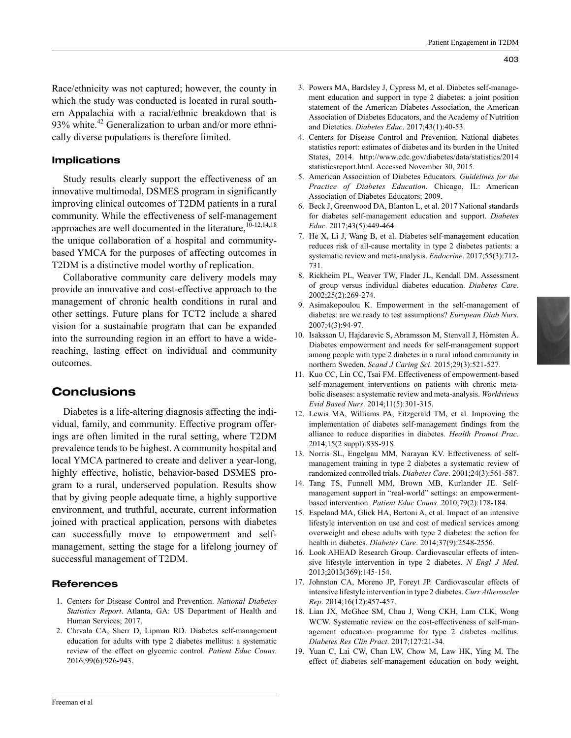Race/ethnicity was not captured; however, the county in which the study was conducted is located in rural southern Appalachia with a racial/ethnic breakdown that is 93% white.[42] Generalization to urban and/or more ethnically diverse populations is therefore limited.

### Implications

Study results clearly support the effectiveness of an innovative multimodal, DSMES program in significantly improving clinical outcomes of T2DM patients in a rural community. While the effectiveness of self-management approaches are well documented in the literature,[10-12,14,18] the unique collaboration of a hospital and community-based YMCA for the purposes of affecting outcomes in T2DM is a distinctive model worthy of replication.

Collaborative community care delivery models may provide an innovative and cost-effective approach to the management of chronic health conditions in rural and other settings. Future plans for TCT2 include a shared vision for a sustainable program that can be expanded into the surrounding region in an effort to have a wide-reaching, lasting effect on individual and community outcomes.

## Conclusions

Diabetes is a life-altering diagnosis affecting the individual, family, and community. Effective program offerings are often limited in the rural setting, where T2DM prevalence tends to be highest. A community hospital and local YMCA partnered to create and deliver a year-long, highly effective, holistic, behavior-based DSMES program to a rural, underserved population. Results show that by giving people adequate time, a highly supportive environment, and truthful, accurate, current information joined with practical application, persons with diabetes can successfully move to empowerment and self-management, setting the stage for a lifelong journey of successful management of T2DM.

### References

1. Centers for Disease Control and Prevention. *National Diabetes Statistics Report*. Atlanta, GA: US Department of Health and Human Services; 2017.
2. Chrvala CA, Sherr D, Lipman RD. Diabetes self-management education for adults with type 2 diabetes mellitus: a systematic review of the effect on glycemic control. *Patient Educ Couns*. 2016;99(6):926-943.
3. Powers MA, Bardsley J, Cypress M, et al. Diabetes self-management education and support in type 2 diabetes: a joint position statement of the American Diabetes Association, the American Association of Diabetes Educators, and the Academy of Nutrition and Dietetics. *Diabetes Educ*. 2017;43(1):40-53.
4. Centers for Disease Control and Prevention. National diabetes statistics report: estimates of diabetes and its burden in the United States, 2014. http://www.cdc.gov/diabetes/data/statistics/2014statisticsreport.html. Accessed November 30, 2015.
5. American Association of Diabetes Educators. *Guidelines for the Practice of Diabetes Education*. Chicago, IL: American Association of Diabetes Educators; 2009.
6. Beck J, Greenwood DA, Blanton L, et al. 2017 National standards for diabetes self-management education and support. *Diabetes Educ*. 2017;43(5):449-464.
7. He X, Li J, Wang B, et al. Diabetes self-management education reduces risk of all-cause mortality in type 2 diabetes patients: a systematic review and meta-analysis. *Endocrine*. 2017;55(3):712-731.
8. Rickheim PL, Weaver TW, Flader JL, Kendall DM. Assessment of group versus individual diabetes education. *Diabetes Care*. 2002;25(2):269-274.
9. Asimakopoulou K. Empowerment in the self-management of diabetes: are we ready to test assumptions? *European Diab Nurs*. 2007;4(3):94-97.
10. Isaksson U, Hajdarevic S, Abramsson M, Stenvall J, Hörnsten Å. Diabetes empowerment and needs for self-management support among people with type 2 diabetes in a rural inland community in northern Sweden. *Scand J Caring Sci*. 2015;29(3):521-527.
11. Kuo CC, Lin CC, Tsai FM. Effectiveness of empowerment-based self-management interventions on patients with chronic metabolic diseases: a systematic review and meta-analysis. *Worldviews Evid Based Nurs*. 2014;11(5):301-315.
12. Lewis MA, Williams PA, Fitzgerald TM, et al. Improving the implementation of diabetes self-management findings from the alliance to reduce disparities in diabetes. *Health Promot Prac*. 2014;15(2 suppl):83S-91S.
13. Norris SL, Engelgau MM, Narayan KV. Effectiveness of self-management training in type 2 diabetes a systematic review of randomized controlled trials. *Diabetes Care*. 2001;24(3):561-587.
14. Tang TS, Funnell MM, Brown MB, Kurlander JE. Self-management support in "real-world" settings: an empowerment-based intervention. *Patient Educ Couns*. 2010;79(2):178-184.
15. Espeland MA, Glick HA, Bertoni A, et al. Impact of an intensive lifestyle intervention on use and cost of medical services among overweight and obese adults with type 2 diabetes: the action for health in diabetes. *Diabetes Care*. 2014;37(9):2548-2556.
16. Look AHEAD Research Group. Cardiovascular effects of intensive lifestyle intervention in type 2 diabetes. *N Engl J Med*. 2013;2013(369):145-154.
17. Johnston CA, Moreno JP, Foreyt JP. Cardiovascular effects of intensive lifestyle intervention in type 2 diabetes. *Curr Atheroscler Rep*. 2014;16(12):457-457.
18. Lian JX, McGhee SM, Chau J, Wong CKH, Lam CLK, Wong WCW. Systematic review on the cost-effectiveness of self-management education programme for type 2 diabetes mellitus. *Diabetes Res Clin Pract*. 2017;127:21-34.
19. Yuan C, Lai CW, Chan LW, Chow M, Law HK, Ying M. The effect of diabetes self-management education on body weight,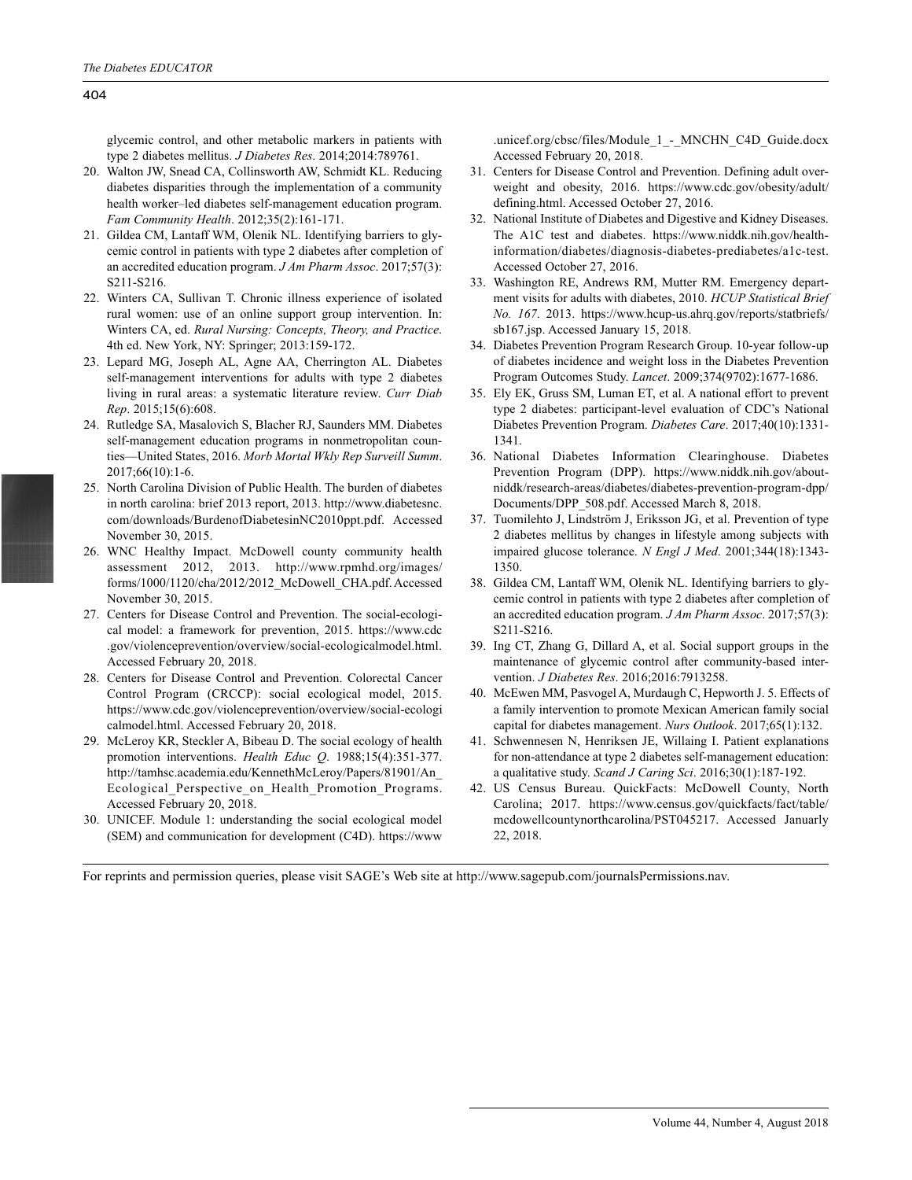glycemic control, and other metabolic markers in patients with type 2 diabetes mellitus. *J Diabetes Res*. 2014;2014:789761.

20. Walton JW, Snead CA, Collinsworth AW, Schmidt KL. Reducing diabetes disparities through the implementation of a community health worker–led diabetes self-management education program. *Fam Community Health*. 2012;35(2):161-171.
21. Gildea CM, Lantaff WM, Olenik NL. Identifying barriers to glycemic control in patients with type 2 diabetes after completion of an accredited education program. *J Am Pharm Assoc*. 2017;57(3):S211-S216.
22. Winters CA, Sullivan T. Chronic illness experience of isolated rural women: use of an online support group intervention. In: Winters CA, ed. *Rural Nursing: Concepts, Theory, and Practice*. 4th ed. New York, NY: Springer; 2013:159-172.
23. Lepard MG, Joseph AL, Agne AA, Cherrington AL. Diabetes self-management interventions for adults with type 2 diabetes living in rural areas: a systematic literature review. *Curr Diab Rep*. 2015;15(6):608.
24. Rutledge SA, Masalovich S, Blacher RJ, Saunders MM. Diabetes self-management education programs in nonmetropolitan counties—United States, 2016. *Morb Mortal Wkly Rep Surveill Summ*. 2017;66(10):1-6.
25. North Carolina Division of Public Health. The burden of diabetes in north carolina: brief 2013 report, 2013. http://www.diabetesnc.com/downloads/BurdenofDiabetesinNC2010ppt.pdf. Accessed November 30, 2015.
26. WNC Healthy Impact. McDowell county community health assessment 2012, 2013. http://www.rpmhd.org/images/forms/1000/1120/cha/2012/2012_McDowell_CHA.pdf. Accessed November 30, 2015.
27. Centers for Disease Control and Prevention. The social-ecological model: a framework for prevention, 2015. https://www.cdc.gov/violenceprevention/overview/social-ecologicalmodel.html. Accessed February 20, 2018.
28. Centers for Disease Control and Prevention. Colorectal Cancer Control Program (CRCCP): social ecological model, 2015. https://www.cdc.gov/violenceprevention/overview/social-ecologicalmodel.html. Accessed February 20, 2018.
29. McLeroy KR, Steckler A, Bibeau D. The social ecology of health promotion interventions. *Health Educ Q*. 1988;15(4):351-377. http://tamhsc.academia.edu/KennethMcLeroy/Papers/81901/An_Ecological_Perspective_on_Health_Promotion_Programs. Accessed February 20, 2018.
30. UNICEF. Module 1: understanding the social ecological model (SEM) and communication for development (C4D). https://www.unicef.org/cbsc/files/Module_1_-_MNCHN_C4D_Guide.docx Accessed February 20, 2018.
31. Centers for Disease Control and Prevention. Defining adult overweight and obesity, 2016. https://www.cdc.gov/obesity/adult/defining.html. Accessed October 27, 2016.
32. National Institute of Diabetes and Digestive and Kidney Diseases. The A1C test and diabetes. https://www.niddk.nih.gov/health-information/diabetes/diagnosis-diabetes-prediabetes/a1c-test. Accessed October 27, 2016.
33. Washington RE, Andrews RM, Mutter RM. Emergency department visits for adults with diabetes, 2010. *HCUP Statistical Brief No. 167*. 2013. https://www.hcup-us.ahrq.gov/reports/statbriefs/sb167.jsp. Accessed January 15, 2018.
34. Diabetes Prevention Program Research Group. 10-year follow-up of diabetes incidence and weight loss in the Diabetes Prevention Program Outcomes Study. *Lancet*. 2009;374(9702):1677-1686.
35. Ely EK, Gruss SM, Luman ET, et al. A national effort to prevent type 2 diabetes: participant-level evaluation of CDC's National Diabetes Prevention Program. *Diabetes Care*. 2017;40(10):1331-1341.
36. National Diabetes Information Clearinghouse. Diabetes Prevention Program (DPP). https://www.niddk.nih.gov/about-niddk/research-areas/diabetes/diabetes-prevention-program-dpp/Documents/DPP_508.pdf. Accessed March 8, 2018.
37. Tuomilehto J, Lindström J, Eriksson JG, et al. Prevention of type 2 diabetes mellitus by changes in lifestyle among subjects with impaired glucose tolerance. *N Engl J Med*. 2001;344(18):1343-1350.
38. Gildea CM, Lantaff WM, Olenik NL. Identifying barriers to glycemic control in patients with type 2 diabetes after completion of an accredited education program. *J Am Pharm Assoc*. 2017;57(3):S211-S216.
39. Ing CT, Zhang G, Dillard A, et al. Social support groups in the maintenance of glycemic control after community-based intervention. *J Diabetes Res*. 2016;2016:7913258.
40. McEwen MM, Pasvogel A, Murdaugh C, Hepworth J. 5. Effects of a family intervention to promote Mexican American family social capital for diabetes management. *Nurs Outlook*. 2017;65(1):132.
41. Schwennesen N, Henriksen JE, Willaing I. Patient explanations for non-attendance at type 2 diabetes self-management education: a qualitative study. *Scand J Caring Sci*. 2016;30(1):187-192.
42. US Census Bureau. QuickFacts: McDowell County, North Carolina; 2017. https://www.census.gov/quickfacts/fact/table/mcdowellcountynorthcarolina/PST045217. Accessed January 22, 2018.

For reprints and permission queries, please visit SAGE's Web site at http://www.sagepub.com/journalsPermissions.nav.